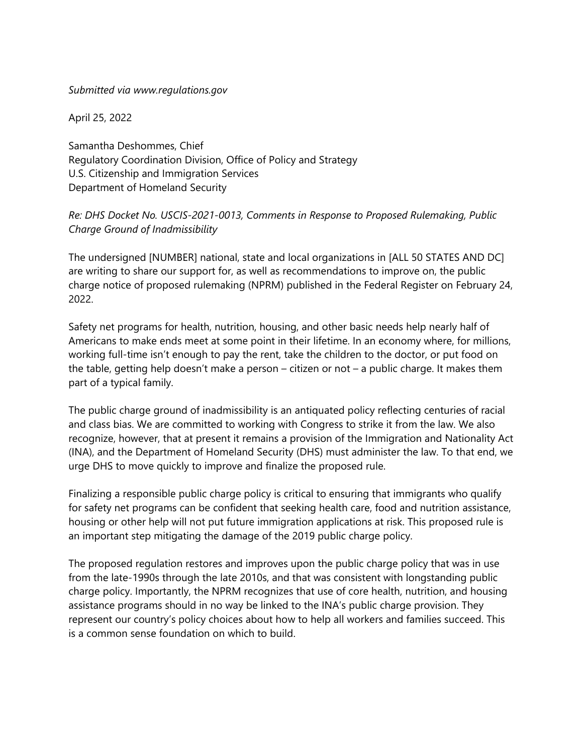*Submitted via www.regulations.gov*

April 25, 2022

Samantha Deshommes, Chief
Regulatory Coordination Division, Office of Policy and Strategy
U.S. Citizenship and Immigration Services
Department of Homeland Security

*Re: DHS Docket No. USCIS-2021-0013, Comments in Response to Proposed Rulemaking, Public Charge Ground of Inadmissibility*

The undersigned [NUMBER] national, state and local organizations in [ALL 50 STATES AND DC] are writing to share our support for, as well as recommendations to improve on, the public charge notice of proposed rulemaking (NPRM) published in the Federal Register on February 24, 2022.

Safety net programs for health, nutrition, housing, and other basic needs help nearly half of Americans to make ends meet at some point in their lifetime. In an economy where, for millions, working full-time isn't enough to pay the rent, take the children to the doctor, or put food on the table, getting help doesn't make a person – citizen or not – a public charge. It makes them part of a typical family.

The public charge ground of inadmissibility is an antiquated policy reflecting centuries of racial and class bias. We are committed to working with Congress to strike it from the law. We also recognize, however, that at present it remains a provision of the Immigration and Nationality Act (INA), and the Department of Homeland Security (DHS) must administer the law. To that end, we urge DHS to move quickly to improve and finalize the proposed rule.

Finalizing a responsible public charge policy is critical to ensuring that immigrants who qualify for safety net programs can be confident that seeking health care, food and nutrition assistance, housing or other help will not put future immigration applications at risk. This proposed rule is an important step mitigating the damage of the 2019 public charge policy.

The proposed regulation restores and improves upon the public charge policy that was in use from the late-1990s through the late 2010s, and that was consistent with longstanding public charge policy. Importantly, the NPRM recognizes that use of core health, nutrition, and housing assistance programs should in no way be linked to the INA's public charge provision. They represent our country's policy choices about how to help all workers and families succeed. This is a common sense foundation on which to build.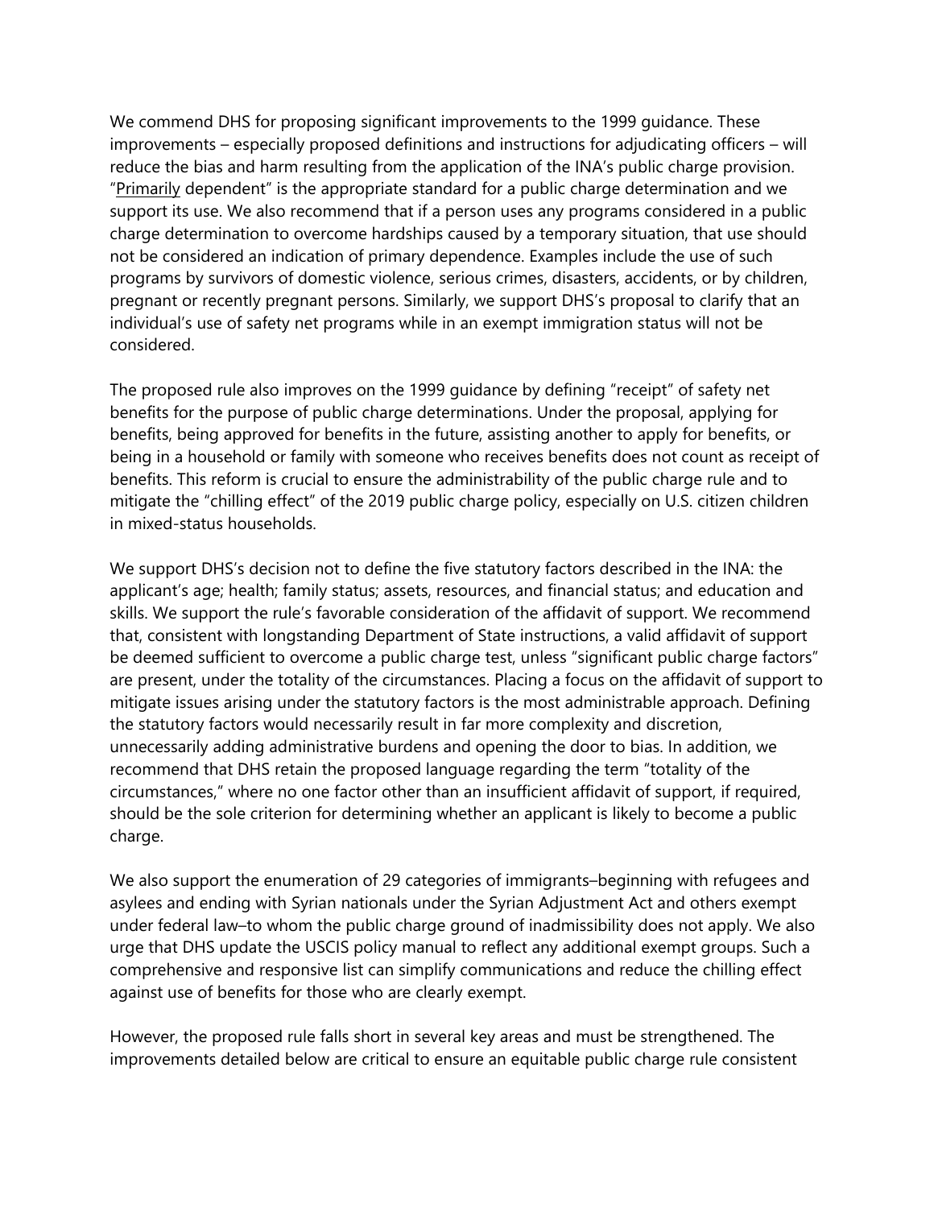We commend DHS for proposing significant improvements to the 1999 guidance. These improvements – especially proposed definitions and instructions for adjudicating officers – will reduce the bias and harm resulting from the application of the INA's public charge provision. "Primarily dependent" is the appropriate standard for a public charge determination and we support its use. We also recommend that if a person uses any programs considered in a public charge determination to overcome hardships caused by a temporary situation, that use should not be considered an indication of primary dependence. Examples include the use of such programs by survivors of domestic violence, serious crimes, disasters, accidents, or by children, pregnant or recently pregnant persons. Similarly, we support DHS's proposal to clarify that an individual's use of safety net programs while in an exempt immigration status will not be considered.

The proposed rule also improves on the 1999 guidance by defining "receipt" of safety net benefits for the purpose of public charge determinations. Under the proposal, applying for benefits, being approved for benefits in the future, assisting another to apply for benefits, or being in a household or family with someone who receives benefits does not count as receipt of benefits. This reform is crucial to ensure the administrability of the public charge rule and to mitigate the "chilling effect" of the 2019 public charge policy, especially on U.S. citizen children in mixed-status households.

We support DHS's decision not to define the five statutory factors described in the INA: the applicant's age; health; family status; assets, resources, and financial status; and education and skills. We support the rule's favorable consideration of the affidavit of support. We recommend that, consistent with longstanding Department of State instructions, a valid affidavit of support be deemed sufficient to overcome a public charge test, unless "significant public charge factors" are present, under the totality of the circumstances. Placing a focus on the affidavit of support to mitigate issues arising under the statutory factors is the most administrable approach. Defining the statutory factors would necessarily result in far more complexity and discretion, unnecessarily adding administrative burdens and opening the door to bias. In addition, we recommend that DHS retain the proposed language regarding the term "totality of the circumstances," where no one factor other than an insufficient affidavit of support, if required, should be the sole criterion for determining whether an applicant is likely to become a public charge.

We also support the enumeration of 29 categories of immigrants–beginning with refugees and asylees and ending with Syrian nationals under the Syrian Adjustment Act and others exempt under federal law–to whom the public charge ground of inadmissibility does not apply. We also urge that DHS update the USCIS policy manual to reflect any additional exempt groups. Such a comprehensive and responsive list can simplify communications and reduce the chilling effect against use of benefits for those who are clearly exempt.

However, the proposed rule falls short in several key areas and must be strengthened. The improvements detailed below are critical to ensure an equitable public charge rule consistent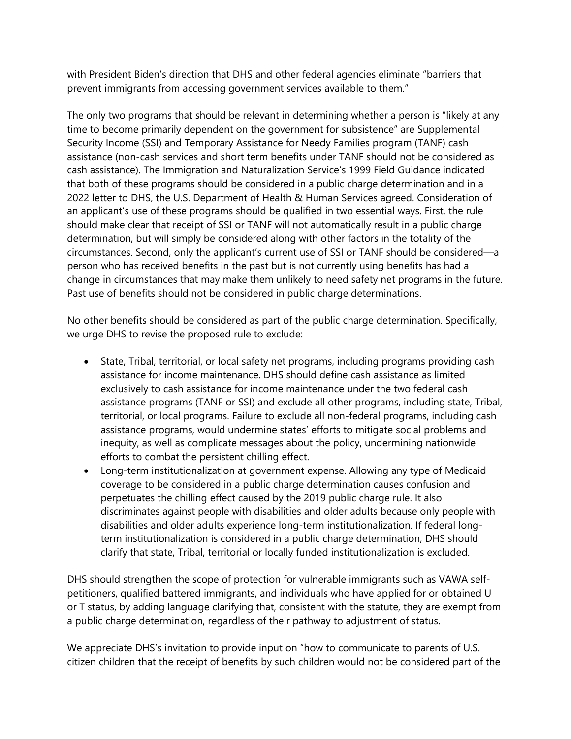with President Biden's direction that DHS and other federal agencies eliminate "barriers that prevent immigrants from accessing government services available to them."

The only two programs that should be relevant in determining whether a person is "likely at any time to become primarily dependent on the government for subsistence" are Supplemental Security Income (SSI) and Temporary Assistance for Needy Families program (TANF) cash assistance (non-cash services and short term benefits under TANF should not be considered as cash assistance). The Immigration and Naturalization Service's 1999 Field Guidance indicated that both of these programs should be considered in a public charge determination and in a 2022 letter to DHS, the U.S. Department of Health & Human Services agreed. Consideration of an applicant's use of these programs should be qualified in two essential ways. First, the rule should make clear that receipt of SSI or TANF will not automatically result in a public charge determination, but will simply be considered along with other factors in the totality of the circumstances. Second, only the applicant's <u>current</u> use of SSI or TANF should be considered—a person who has received benefits in the past but is not currently using benefits has had a change in circumstances that may make them unlikely to need safety net programs in the future. Past use of benefits should not be considered in public charge determinations.

No other benefits should be considered as part of the public charge determination. Specifically, we urge DHS to revise the proposed rule to exclude:

- State, Tribal, territorial, or local safety net programs, including programs providing cash assistance for income maintenance. DHS should define cash assistance as limited exclusively to cash assistance for income maintenance under the two federal cash assistance programs (TANF or SSI) and exclude all other programs, including state, Tribal, territorial, or local programs. Failure to exclude all non-federal programs, including cash assistance programs, would undermine states' efforts to mitigate social problems and inequity, as well as complicate messages about the policy, undermining nationwide efforts to combat the persistent chilling effect.
- Long-term institutionalization at government expense. Allowing any type of Medicaid coverage to be considered in a public charge determination causes confusion and perpetuates the chilling effect caused by the 2019 public charge rule. It also discriminates against people with disabilities and older adults because only people with disabilities and older adults experience long-term institutionalization. If federal long-term institutionalization is considered in a public charge determination, DHS should clarify that state, Tribal, territorial or locally funded institutionalization is excluded.

DHS should strengthen the scope of protection for vulnerable immigrants such as VAWA self-petitioners, qualified battered immigrants, and individuals who have applied for or obtained U or T status, by adding language clarifying that, consistent with the statute, they are exempt from a public charge determination, regardless of their pathway to adjustment of status.

We appreciate DHS's invitation to provide input on "how to communicate to parents of U.S. citizen children that the receipt of benefits by such children would not be considered part of the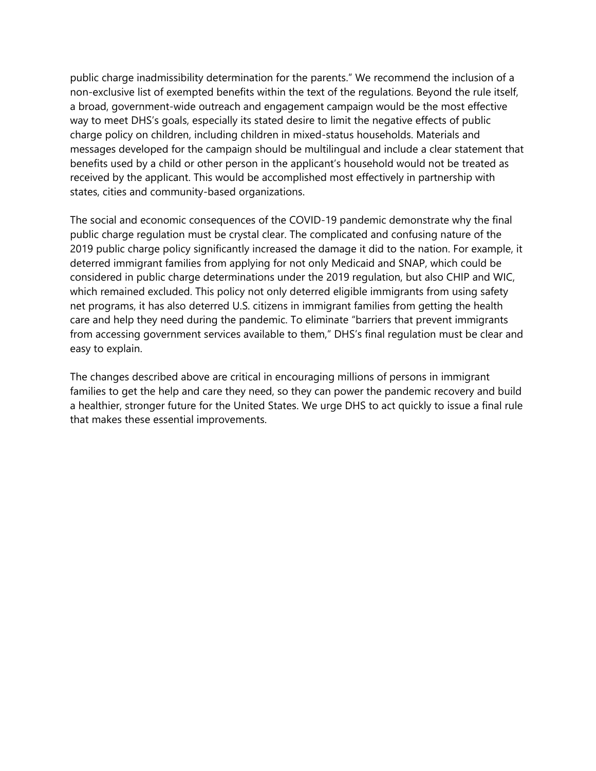public charge inadmissibility determination for the parents." We recommend the inclusion of a non-exclusive list of exempted benefits within the text of the regulations. Beyond the rule itself, a broad, government-wide outreach and engagement campaign would be the most effective way to meet DHS's goals, especially its stated desire to limit the negative effects of public charge policy on children, including children in mixed-status households. Materials and messages developed for the campaign should be multilingual and include a clear statement that benefits used by a child or other person in the applicant's household would not be treated as received by the applicant. This would be accomplished most effectively in partnership with states, cities and community-based organizations.

The social and economic consequences of the COVID-19 pandemic demonstrate why the final public charge regulation must be crystal clear. The complicated and confusing nature of the 2019 public charge policy significantly increased the damage it did to the nation. For example, it deterred immigrant families from applying for not only Medicaid and SNAP, which could be considered in public charge determinations under the 2019 regulation, but also CHIP and WIC, which remained excluded. This policy not only deterred eligible immigrants from using safety net programs, it has also deterred U.S. citizens in immigrant families from getting the health care and help they need during the pandemic. To eliminate "barriers that prevent immigrants from accessing government services available to them," DHS's final regulation must be clear and easy to explain.

The changes described above are critical in encouraging millions of persons in immigrant families to get the help and care they need, so they can power the pandemic recovery and build a healthier, stronger future for the United States. We urge DHS to act quickly to issue a final rule that makes these essential improvements.